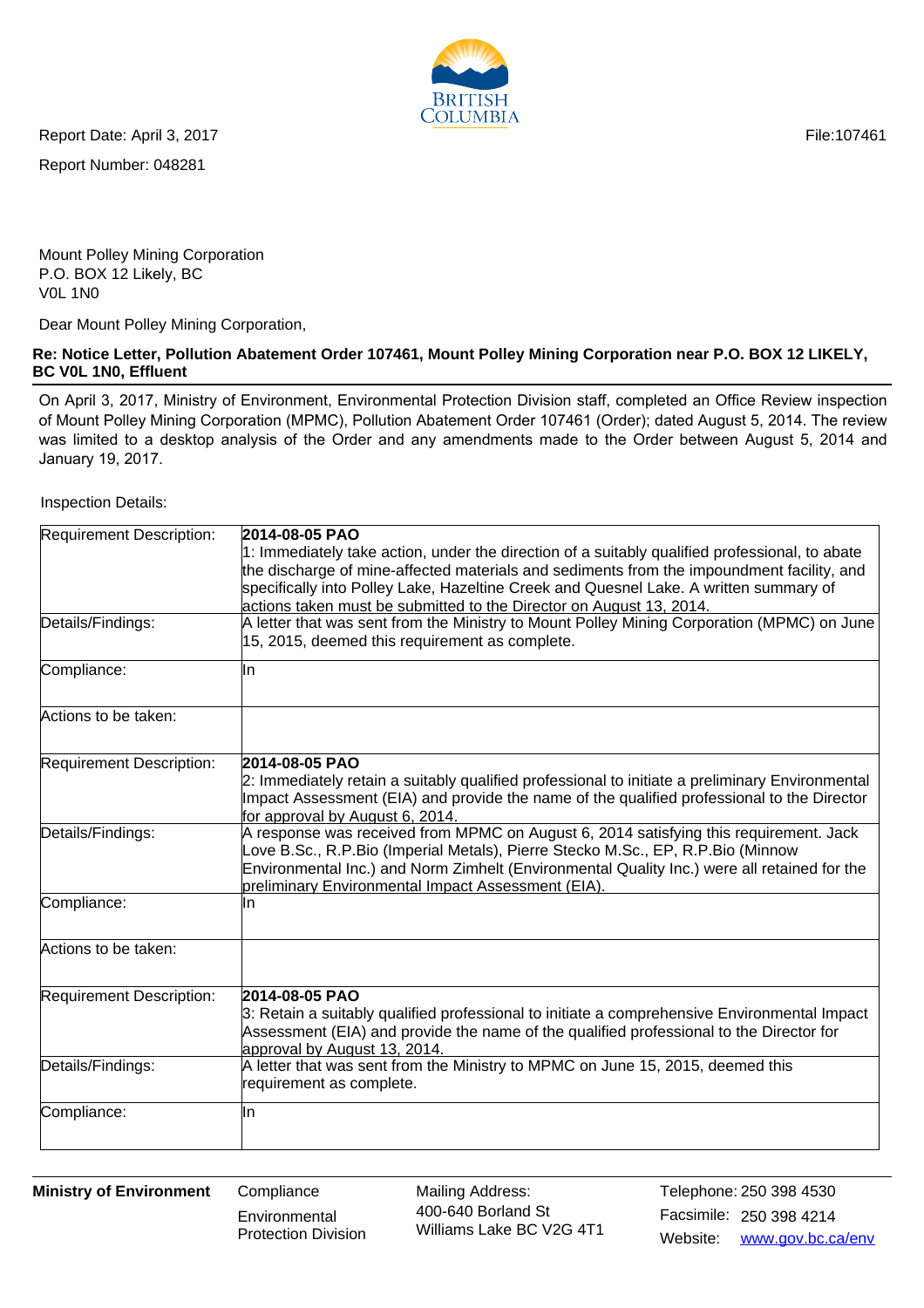Report Date: April 3, 2017

Report Number: 048281

File:107461

Mount Polley Mining Corporation
P.O. BOX 12 Likely, BC
V0L 1N0

Dear Mount Polley Mining Corporation,

**Re: Notice Letter, Pollution Abatement Order 107461, Mount Polley Mining Corporation near P.O. BOX 12 LIKELY, BC V0L 1N0, Effluent**

On April 3, 2017, Ministry of Environment, Environmental Protection Division staff, completed an Office Review inspection of Mount Polley Mining Corporation (MPMC), Pollution Abatement Order 107461 (Order); dated August 5, 2014. The review was limited to a desktop analysis of the Order and any amendments made to the Order between August 5, 2014 and January 19, 2017.

Inspection Details:

| | |
|---|---|
| Requirement Description: | **2014-08-05 PAO**<br>1: Immediately take action, under the direction of a suitably qualified professional, to abate the discharge of mine-affected materials and sediments from the impoundment facility, and specifically into Polley Lake, Hazeltine Creek and Quesnel Lake. A written summary of actions taken must be submitted to the Director on August 13, 2014. |
| Details/Findings: | A letter that was sent from the Ministry to Mount Polley Mining Corporation (MPMC) on June 15, 2015, deemed this requirement as complete. |
| Compliance: | In |
| Actions to be taken: | |
| Requirement Description: | **2014-08-05 PAO**<br>2: Immediately retain a suitably qualified professional to initiate a preliminary Environmental Impact Assessment (EIA) and provide the name of the qualified professional to the Director for approval by August 6, 2014. |
| Details/Findings: | A response was received from MPMC on August 6, 2014 satisfying this requirement. Jack Love B.Sc., R.P.Bio (Imperial Metals), Pierre Stecko M.Sc., EP, R.P.Bio (Minnow Environmental Inc.) and Norm Zimhelt (Environmental Quality Inc.) were all retained for the preliminary Environmental Impact Assessment (EIA). |
| Compliance: | In |
| Actions to be taken: | |
| Requirement Description: | **2014-08-05 PAO**<br>3: Retain a suitably qualified professional to initiate a comprehensive Environmental Impact Assessment (EIA) and provide the name of the qualified professional to the Director for approval by August 13, 2014. |
| Details/Findings: | A letter that was sent from the Ministry to MPMC on June 15, 2015, deemed this requirement as complete. |
| Compliance: | In |

**Ministry of Environment** — Compliance, Environmental Protection Division

Mailing Address: 400-640 Borland St, Williams Lake BC V2G 4T1

Telephone: 250 398 4530
Facsimile: 250 398 4214
Website: www.gov.bc.ca/env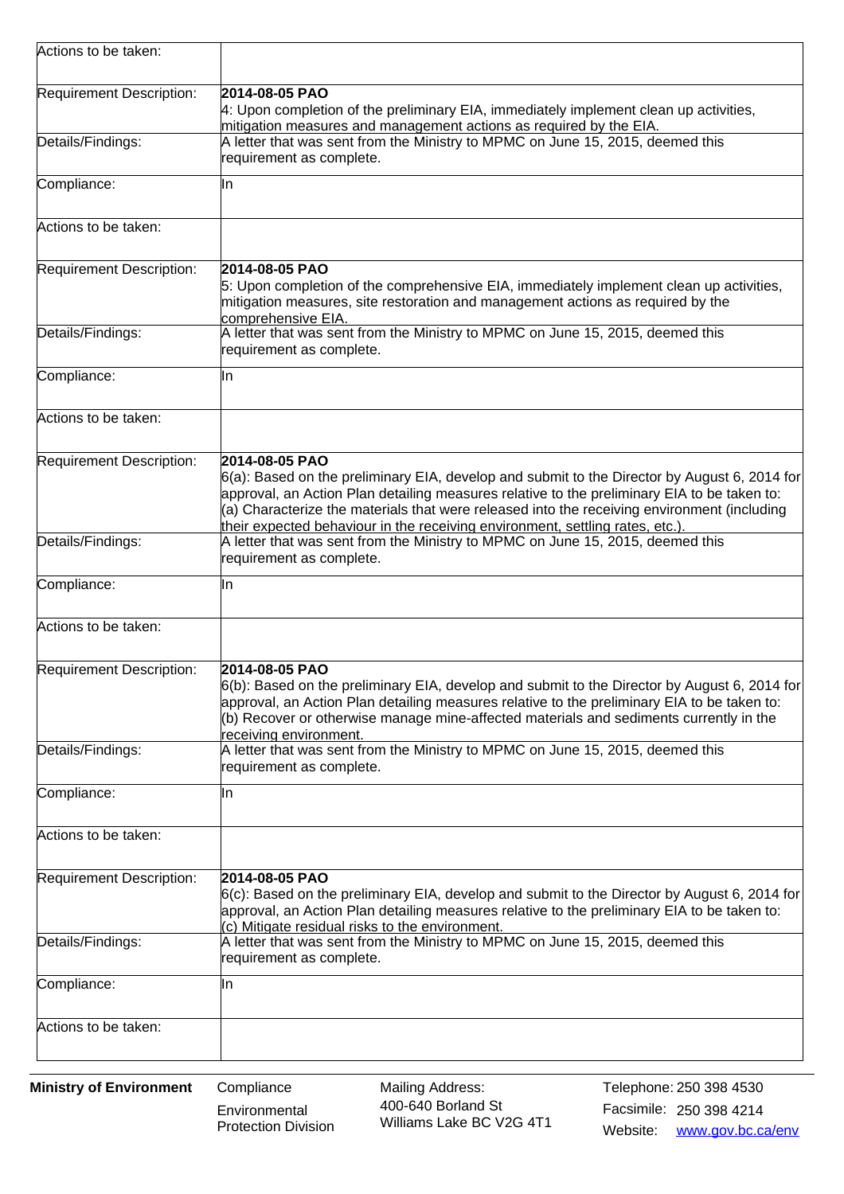| | |
|---|---|
| Actions to be taken: | |
| Requirement Description: | **2014-08-05 PAO**<br>4: Upon completion of the preliminary EIA, immediately implement clean up activities, mitigation measures and management actions as required by the EIA. |
| Details/Findings: | A letter that was sent from the Ministry to MPMC on June 15, 2015, deemed this requirement as complete. |
| Compliance: | In |
| Actions to be taken: | |
| Requirement Description: | **2014-08-05 PAO**<br>5: Upon completion of the comprehensive EIA, immediately implement clean up activities, mitigation measures, site restoration and management actions as required by the comprehensive EIA. |
| Details/Findings: | A letter that was sent from the Ministry to MPMC on June 15, 2015, deemed this requirement as complete. |
| Compliance: | In |
| Actions to be taken: | |
| Requirement Description: | **2014-08-05 PAO**<br>6(a): Based on the preliminary EIA, develop and submit to the Director by August 6, 2014 for approval, an Action Plan detailing measures relative to the preliminary EIA to be taken to: (a) Characterize the materials that were released into the receiving environment (including their expected behaviour in the receiving environment, settling rates, etc.). |
| Details/Findings: | A letter that was sent from the Ministry to MPMC on June 15, 2015, deemed this requirement as complete. |
| Compliance: | In |
| Actions to be taken: | |
| Requirement Description: | **2014-08-05 PAO**<br>6(b): Based on the preliminary EIA, develop and submit to the Director by August 6, 2014 for approval, an Action Plan detailing measures relative to the preliminary EIA to be taken to: (b) Recover or otherwise manage mine-affected materials and sediments currently in the receiving environment. |
| Details/Findings: | A letter that was sent from the Ministry to MPMC on June 15, 2015, deemed this requirement as complete. |
| Compliance: | In |
| Actions to be taken: | |
| Requirement Description: | **2014-08-05 PAO**<br>6(c): Based on the preliminary EIA, develop and submit to the Director by August 6, 2014 for approval, an Action Plan detailing measures relative to the preliminary EIA to be taken to: (c) Mitigate residual risks to the environment. |
| Details/Findings: | A letter that was sent from the Ministry to MPMC on June 15, 2015, deemed this requirement as complete. |
| Compliance: | In |
| Actions to be taken: | |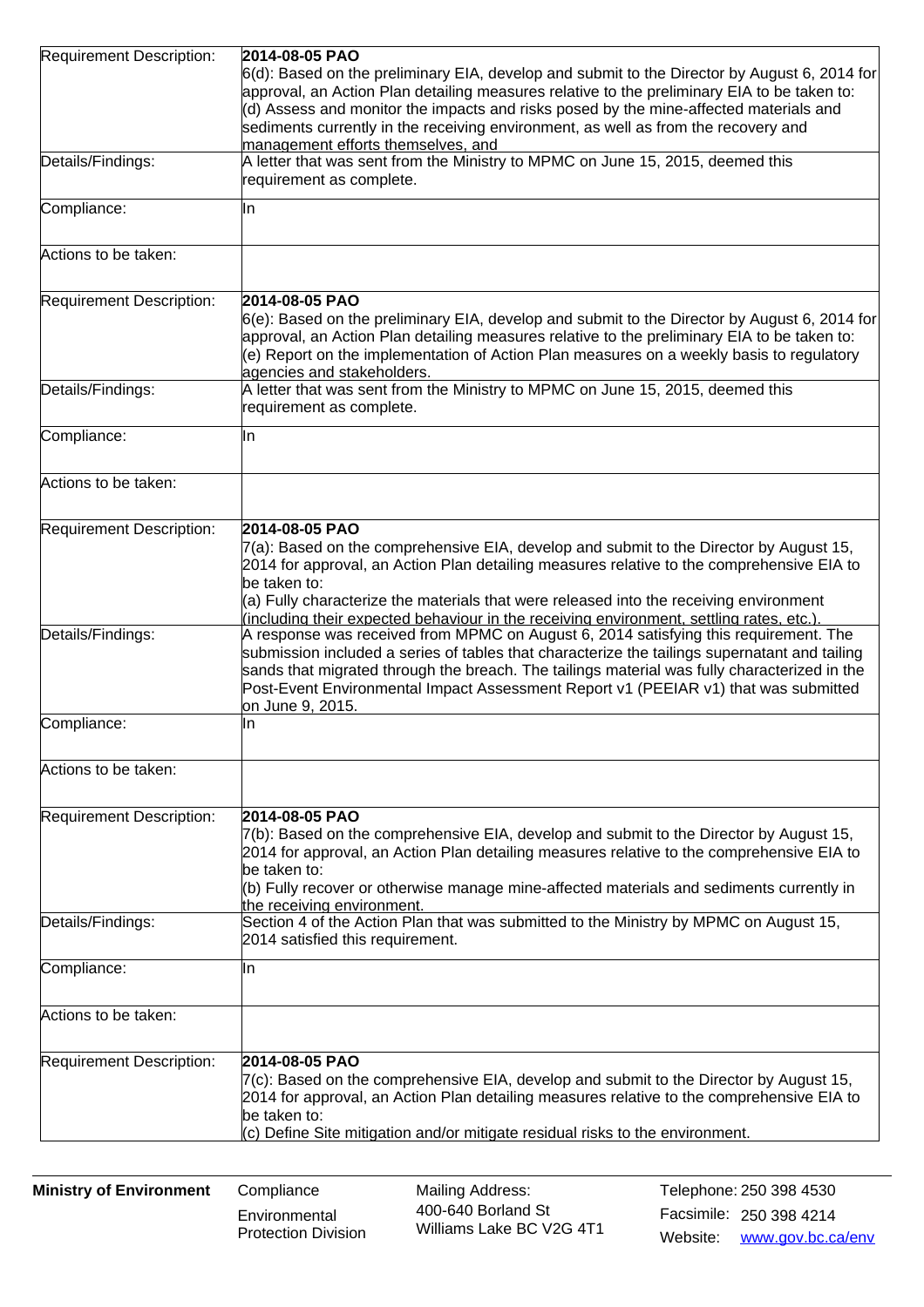| | |
|---|---|
| Requirement Description: | **2014-08-05 PAO**<br>6(d): Based on the preliminary EIA, develop and submit to the Director by August 6, 2014 for approval, an Action Plan detailing measures relative to the preliminary EIA to be taken to:<br>(d) Assess and monitor the impacts and risks posed by the mine-affected materials and sediments currently in the receiving environment, as well as from the recovery and management efforts themselves, and |
| Details/Findings: | A letter that was sent from the Ministry to MPMC on June 15, 2015, deemed this requirement as complete. |
| Compliance: | In |
| Actions to be taken: | |
| Requirement Description: | **2014-08-05 PAO**<br>6(e): Based on the preliminary EIA, develop and submit to the Director by August 6, 2014 for approval, an Action Plan detailing measures relative to the preliminary EIA to be taken to:<br>(e) Report on the implementation of Action Plan measures on a weekly basis to regulatory agencies and stakeholders. |
| Details/Findings: | A letter that was sent from the Ministry to MPMC on June 15, 2015, deemed this requirement as complete. |
| Compliance: | In |
| Actions to be taken: | |
| Requirement Description: | **2014-08-05 PAO**<br>7(a): Based on the comprehensive EIA, develop and submit to the Director by August 15, 2014 for approval, an Action Plan detailing measures relative to the comprehensive EIA to be taken to:<br>(a) Fully characterize the materials that were released into the receiving environment (including their expected behaviour in the receiving environment, settling rates, etc.). |
| Details/Findings: | A response was received from MPMC on August 6, 2014 satisfying this requirement. The submission included a series of tables that characterize the tailings supernatant and tailing sands that migrated through the breach. The tailings material was fully characterized in the Post-Event Environmental Impact Assessment Report v1 (PEEIAR v1) that was submitted on June 9, 2015. |
| Compliance: | In |
| Actions to be taken: | |
| Requirement Description: | **2014-08-05 PAO**<br>7(b): Based on the comprehensive EIA, develop and submit to the Director by August 15, 2014 for approval, an Action Plan detailing measures relative to the comprehensive EIA to be taken to:<br>(b) Fully recover or otherwise manage mine-affected materials and sediments currently in the receiving environment. |
| Details/Findings: | Section 4 of the Action Plan that was submitted to the Ministry by MPMC on August 15, 2014 satisfied this requirement. |
| Compliance: | In |
| Actions to be taken: | |
| Requirement Description: | **2014-08-05 PAO**<br>7(c): Based on the comprehensive EIA, develop and submit to the Director by August 15, 2014 for approval, an Action Plan detailing measures relative to the comprehensive EIA to be taken to:<br>(c) Define Site mitigation and/or mitigate residual risks to the environment. |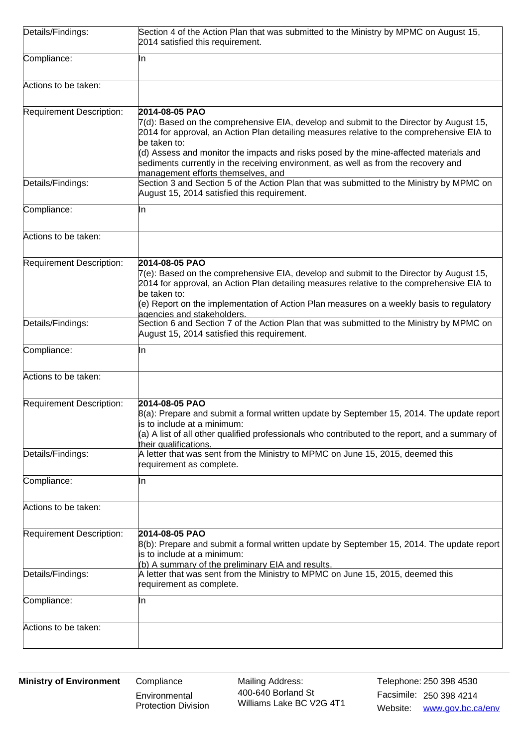| | |
|---|---|
| Details/Findings: | Section 4 of the Action Plan that was submitted to the Ministry by MPMC on August 15, 2014 satisfied this requirement. |
| Compliance: | In |
| Actions to be taken: | |
| Requirement Description: | **2014-08-05 PAO**<br>7(d): Based on the comprehensive EIA, develop and submit to the Director by August 15, 2014 for approval, an Action Plan detailing measures relative to the comprehensive EIA to be taken to:<br>(d) Assess and monitor the impacts and risks posed by the mine-affected materials and sediments currently in the receiving environment, as well as from the recovery and management efforts themselves, and |
| Details/Findings: | Section 3 and Section 5 of the Action Plan that was submitted to the Ministry by MPMC on August 15, 2014 satisfied this requirement. |
| Compliance: | In |
| Actions to be taken: | |
| Requirement Description: | **2014-08-05 PAO**<br>7(e): Based on the comprehensive EIA, develop and submit to the Director by August 15, 2014 for approval, an Action Plan detailing measures relative to the comprehensive EIA to be taken to:<br>(e) Report on the implementation of Action Plan measures on a weekly basis to regulatory agencies and stakeholders. |
| Details/Findings: | Section 6 and Section 7 of the Action Plan that was submitted to the Ministry by MPMC on August 15, 2014 satisfied this requirement. |
| Compliance: | In |
| Actions to be taken: | |
| Requirement Description: | **2014-08-05 PAO**<br>8(a): Prepare and submit a formal written update by September 15, 2014. The update report is to include at a minimum:<br>(a) A list of all other qualified professionals who contributed to the report, and a summary of their qualifications. |
| Details/Findings: | A letter that was sent from the Ministry to MPMC on June 15, 2015, deemed this requirement as complete. |
| Compliance: | In |
| Actions to be taken: | |
| Requirement Description: | **2014-08-05 PAO**<br>8(b): Prepare and submit a formal written update by September 15, 2014. The update report is to include at a minimum:<br>(b) A summary of the preliminary EIA and results. |
| Details/Findings: | A letter that was sent from the Ministry to MPMC on June 15, 2015, deemed this requirement as complete. |
| Compliance: | In |
| Actions to be taken: | |

**Ministry of Environment** Compliance Environmental Protection Division

Mailing Address: 400-640 Borland St Williams Lake BC V2G 4T1

Telephone: 250 398 4530
Facsimile: 250 398 4214
Website: www.gov.bc.ca/env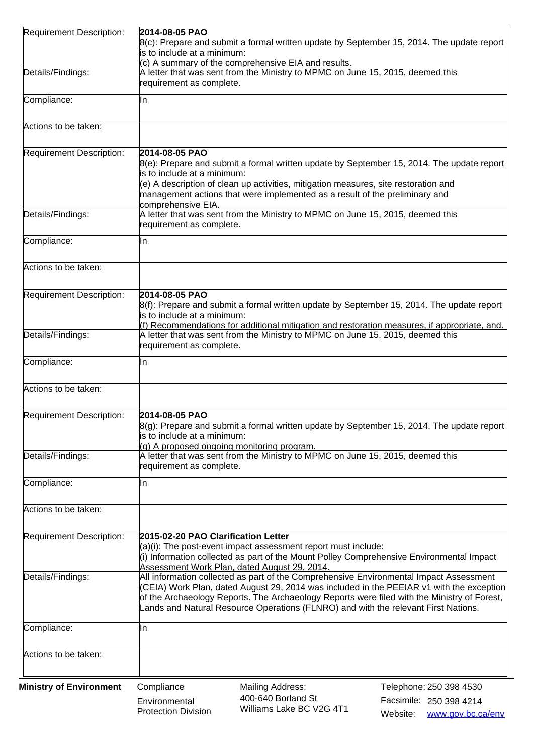| | |
|---|---|
| Requirement Description: | **2014-08-05 PAO**<br>8(c): Prepare and submit a formal written update by September 15, 2014. The update report is to include at a minimum:<br>(c) A summary of the comprehensive EIA and results. |
| Details/Findings: | A letter that was sent from the Ministry to MPMC on June 15, 2015, deemed this requirement as complete. |
| Compliance: | In |
| Actions to be taken: | |

| | |
|---|---|
| Requirement Description: | **2014-08-05 PAO**<br>8(e): Prepare and submit a formal written update by September 15, 2014. The update report is to include at a minimum:<br>(e) A description of clean up activities, mitigation measures, site restoration and management actions that were implemented as a result of the preliminary and comprehensive EIA. |
| Details/Findings: | A letter that was sent from the Ministry to MPMC on June 15, 2015, deemed this requirement as complete. |
| Compliance: | In |
| Actions to be taken: | |

| | |
|---|---|
| Requirement Description: | **2014-08-05 PAO**<br>8(f): Prepare and submit a formal written update by September 15, 2014. The update report is to include at a minimum:<br>(f) Recommendations for additional mitigation and restoration measures, if appropriate, and. |
| Details/Findings: | A letter that was sent from the Ministry to MPMC on June 15, 2015, deemed this requirement as complete. |
| Compliance: | In |
| Actions to be taken: | |

| | |
|---|---|
| Requirement Description: | **2014-08-05 PAO**<br>8(g): Prepare and submit a formal written update by September 15, 2014. The update report is to include at a minimum:<br>(g) A proposed ongoing monitoring program. |
| Details/Findings: | A letter that was sent from the Ministry to MPMC on June 15, 2015, deemed this requirement as complete. |
| Compliance: | In |
| Actions to be taken: | |

| | |
|---|---|
| Requirement Description: | **2015-02-20 PAO Clarification Letter**<br>(a)(i): The post-event impact assessment report must include:<br>(i) Information collected as part of the Mount Polley Comprehensive Environmental Impact Assessment Work Plan, dated August 29, 2014. |
| Details/Findings: | All information collected as part of the Comprehensive Environmental Impact Assessment (CEIA) Work Plan, dated August 29, 2014 was included in the PEEIAR v1 with the exception of the Archaeology Reports. The Archaeology Reports were filed with the Ministry of Forest, Lands and Natural Resource Operations (FLNRO) and with the relevant First Nations. |
| Compliance: | In |
| Actions to be taken: | |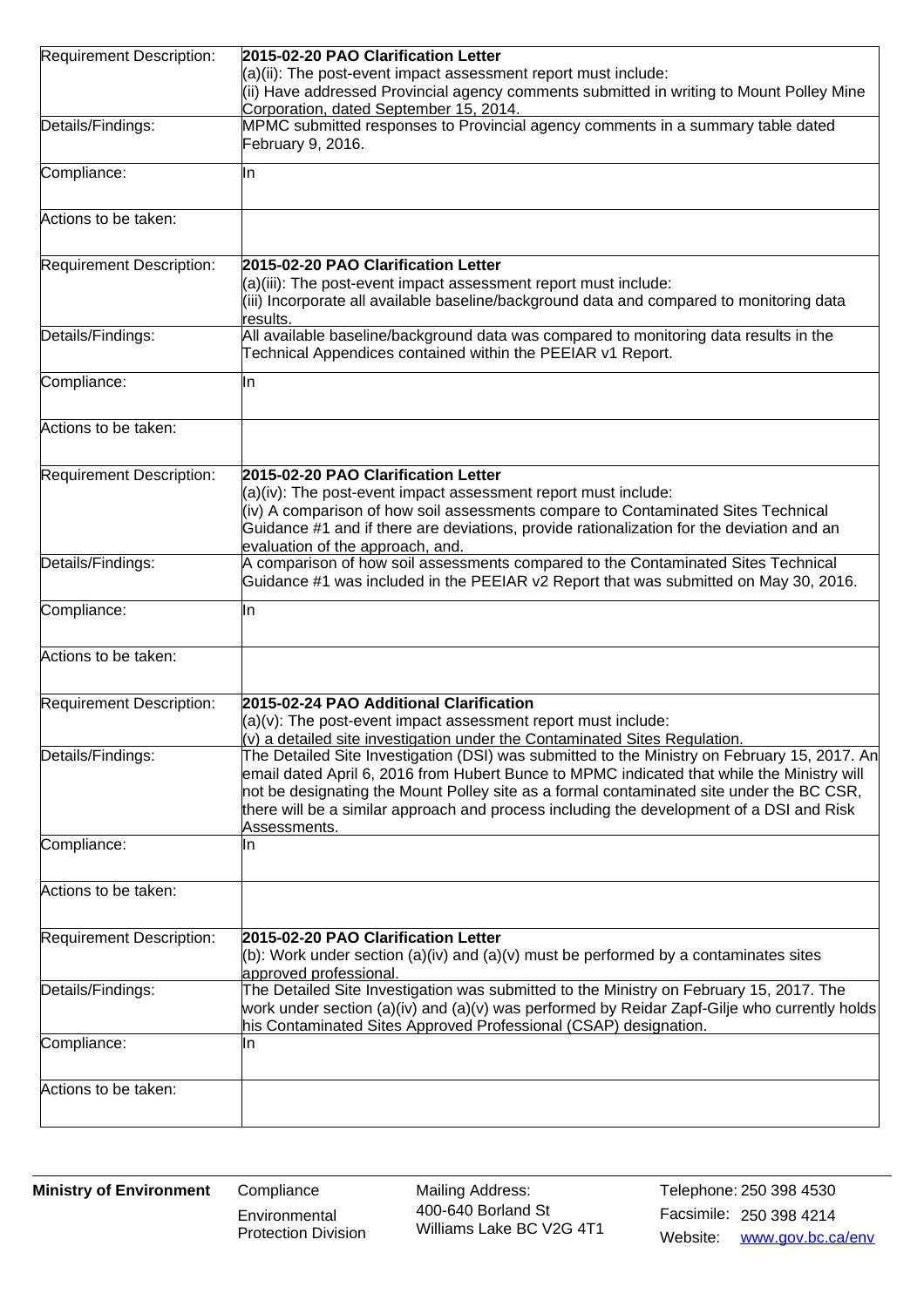| | |
|---|---|
| Requirement Description: | **2015-02-20 PAO Clarification Letter**<br>(a)(ii): The post-event impact assessment report must include:<br>(ii) Have addressed Provincial agency comments submitted in writing to Mount Polley Mine Corporation, dated September 15, 2014. |
| Details/Findings: | MPMC submitted responses to Provincial agency comments in a summary table dated February 9, 2016. |
| Compliance: | In |
| Actions to be taken: | |
| Requirement Description: | **2015-02-20 PAO Clarification Letter**<br>(a)(iii): The post-event impact assessment report must include:<br>(iii) Incorporate all available baseline/background data and compared to monitoring data results. |
| Details/Findings: | All available baseline/background data was compared to monitoring data results in the Technical Appendices contained within the PEEIAR v1 Report. |
| Compliance: | In |
| Actions to be taken: | |
| Requirement Description: | **2015-02-20 PAO Clarification Letter**<br>(a)(iv): The post-event impact assessment report must include:<br>(iv) A comparison of how soil assessments compare to Contaminated Sites Technical Guidance #1 and if there are deviations, provide rationalization for the deviation and an evaluation of the approach, and. |
| Details/Findings: | A comparison of how soil assessments compared to the Contaminated Sites Technical Guidance #1 was included in the PEEIAR v2 Report that was submitted on May 30, 2016. |
| Compliance: | In |
| Actions to be taken: | |
| Requirement Description: | **2015-02-24 PAO Additional Clarification**<br>(a)(v): The post-event impact assessment report must include:<br>(v) a detailed site investigation under the Contaminated Sites Regulation. |
| Details/Findings: | The Detailed Site Investigation (DSI) was submitted to the Ministry on February 15, 2017. An email dated April 6, 2016 from Hubert Bunce to MPMC indicated that while the Ministry will not be designating the Mount Polley site as a formal contaminated site under the BC CSR, there will be a similar approach and process including the development of a DSI and Risk Assessments. |
| Compliance: | In |
| Actions to be taken: | |
| Requirement Description: | **2015-02-20 PAO Clarification Letter**<br>(b): Work under section (a)(iv) and (a)(v) must be performed by a contaminates sites approved professional. |
| Details/Findings: | The Detailed Site Investigation was submitted to the Ministry on February 15, 2017. The work under section (a)(iv) and (a)(v) was performed by Reidar Zapf-Gilje who currently holds his Contaminated Sites Approved Professional (CSAP) designation. |
| Compliance: | In |
| Actions to be taken: | |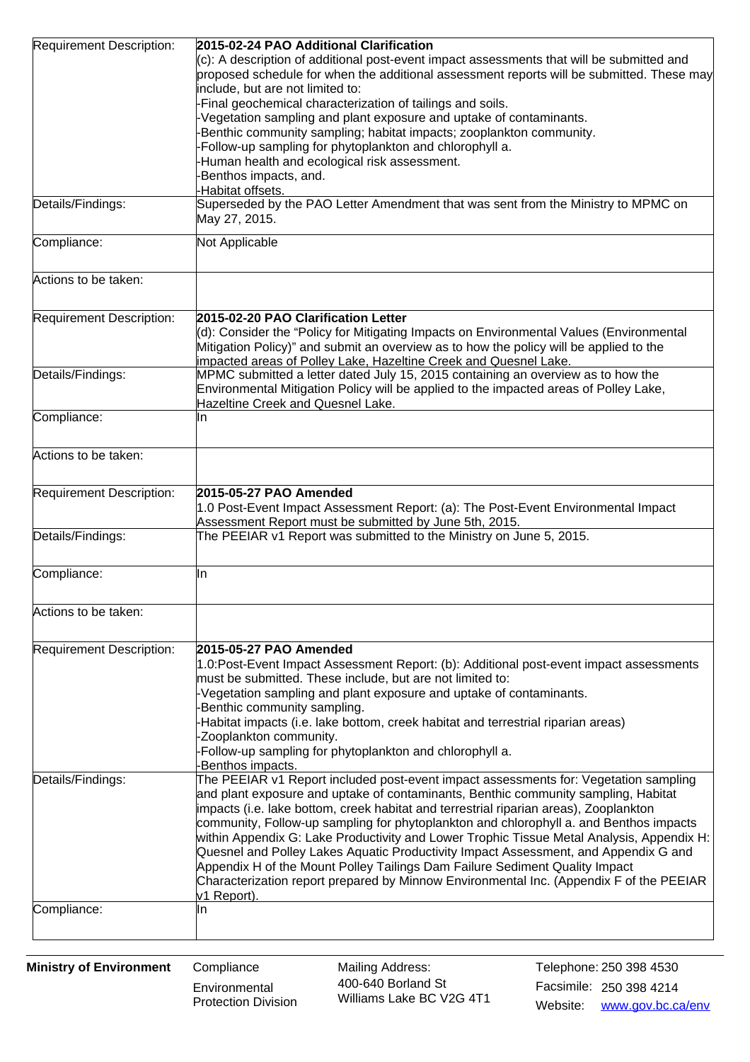| Requirement Description: | **2015-02-24 PAO Additional Clarification**<br>(c): A description of additional post-event impact assessments that will be submitted and proposed schedule for when the additional assessment reports will be submitted. These may include, but are not limited to:<br>-Final geochemical characterization of tailings and soils.<br>-Vegetation sampling and plant exposure and uptake of contaminants.<br>-Benthic community sampling; habitat impacts; zooplankton community.<br>-Follow-up sampling for phytoplankton and chlorophyll a.<br>-Human health and ecological risk assessment.<br>-Benthos impacts, and.<br>-Habitat offsets. |
|---|---|
| Details/Findings: | Superseded by the PAO Letter Amendment that was sent from the Ministry to MPMC on May 27, 2015. |
| Compliance: | Not Applicable |
| Actions to be taken: | |
| Requirement Description: | **2015-02-20 PAO Clarification Letter**<br>(d): Consider the "Policy for Mitigating Impacts on Environmental Values (Environmental Mitigation Policy)" and submit an overview as to how the policy will be applied to the impacted areas of Polley Lake, Hazeltine Creek and Quesnel Lake. |
| Details/Findings: | MPMC submitted a letter dated July 15, 2015 containing an overview as to how the Environmental Mitigation Policy will be applied to the impacted areas of Polley Lake, Hazeltine Creek and Quesnel Lake. |
| Compliance: | In |
| Actions to be taken: | |
| Requirement Description: | **2015-05-27 PAO Amended**<br>1.0 Post-Event Impact Assessment Report: (a): The Post-Event Environmental Impact Assessment Report must be submitted by June 5th, 2015. |
| Details/Findings: | The PEEIAR v1 Report was submitted to the Ministry on June 5, 2015. |
| Compliance: | In |
| Actions to be taken: | |
| Requirement Description: | **2015-05-27 PAO Amended**<br>1.0:Post-Event Impact Assessment Report: (b): Additional post-event impact assessments must be submitted. These include, but are not limited to:<br>-Vegetation sampling and plant exposure and uptake of contaminants.<br>-Benthic community sampling.<br>-Habitat impacts (i.e. lake bottom, creek habitat and terrestrial riparian areas)<br>-Zooplankton community.<br>-Follow-up sampling for phytoplankton and chlorophyll a.<br>-Benthos impacts. |
| Details/Findings: | The PEEIAR v1 Report included post-event impact assessments for: Vegetation sampling and plant exposure and uptake of contaminants, Benthic community sampling, Habitat impacts (i.e. lake bottom, creek habitat and terrestrial riparian areas), Zooplankton community, Follow-up sampling for phytoplankton and chlorophyll a. and Benthos impacts within Appendix G: Lake Productivity and Lower Trophic Tissue Metal Analysis, Appendix H: Quesnel and Polley Lakes Aquatic Productivity Impact Assessment, and Appendix G and Appendix H of the Mount Polley Tailings Dam Failure Sediment Quality Impact Characterization report prepared by Minnow Environmental Inc. (Appendix F of the PEEIAR v1 Report). |
| Compliance: | In |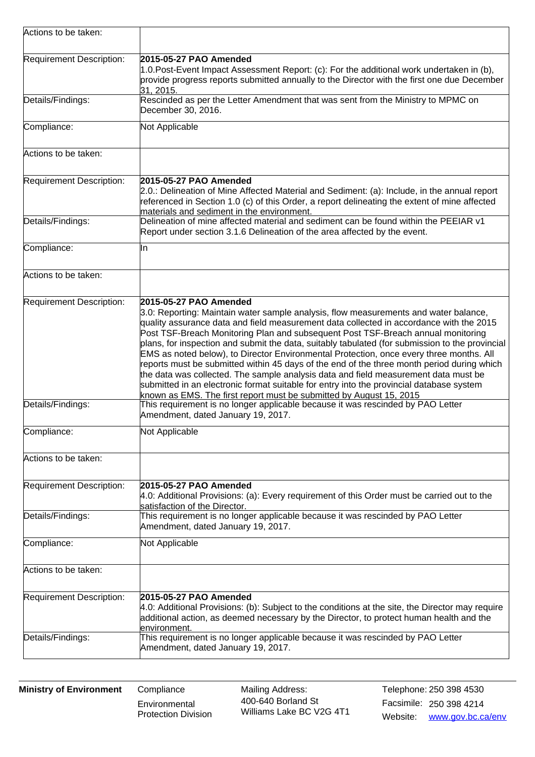| | |
|---|---|
| Actions to be taken: | |
| Requirement Description: | **2015-05-27 PAO Amended**<br>1.0.Post-Event Impact Assessment Report: (c): For the additional work undertaken in (b), provide progress reports submitted annually to the Director with the first one due December 31, 2015. |
| Details/Findings: | Rescinded as per the Letter Amendment that was sent from the Ministry to MPMC on December 30, 2016. |
| Compliance: | Not Applicable |
| Actions to be taken: | |
| Requirement Description: | **2015-05-27 PAO Amended**<br>2.0.: Delineation of Mine Affected Material and Sediment: (a): Include, in the annual report referenced in Section 1.0 (c) of this Order, a report delineating the extent of mine affected materials and sediment in the environment. |
| Details/Findings: | Delineation of mine affected material and sediment can be found within the PEEIAR v1 Report under section 3.1.6 Delineation of the area affected by the event. |
| Compliance: | In |
| Actions to be taken: | |
| Requirement Description: | **2015-05-27 PAO Amended**<br>3.0: Reporting: Maintain water sample analysis, flow measurements and water balance, quality assurance data and field measurement data collected in accordance with the 2015 Post TSF-Breach Monitoring Plan and subsequent Post TSF-Breach annual monitoring plans, for inspection and submit the data, suitably tabulated (for submission to the provincial EMS as noted below), to Director Environmental Protection, once every three months. All reports must be submitted within 45 days of the end of the three month period during which the data was collected. The sample analysis data and field measurement data must be submitted in an electronic format suitable for entry into the provincial database system known as EMS. The first report must be submitted by August 15, 2015 |
| Details/Findings: | This requirement is no longer applicable because it was rescinded by PAO Letter Amendment, dated January 19, 2017. |
| Compliance: | Not Applicable |
| Actions to be taken: | |
| Requirement Description: | **2015-05-27 PAO Amended**<br>4.0: Additional Provisions: (a): Every requirement of this Order must be carried out to the satisfaction of the Director. |
| Details/Findings: | This requirement is no longer applicable because it was rescinded by PAO Letter Amendment, dated January 19, 2017. |
| Compliance: | Not Applicable |
| Actions to be taken: | |
| Requirement Description: | **2015-05-27 PAO Amended**<br>4.0: Additional Provisions: (b): Subject to the conditions at the site, the Director may require additional action, as deemed necessary by the Director, to protect human health and the environment. |
| Details/Findings: | This requirement is no longer applicable because it was rescinded by PAO Letter Amendment, dated January 19, 2017. |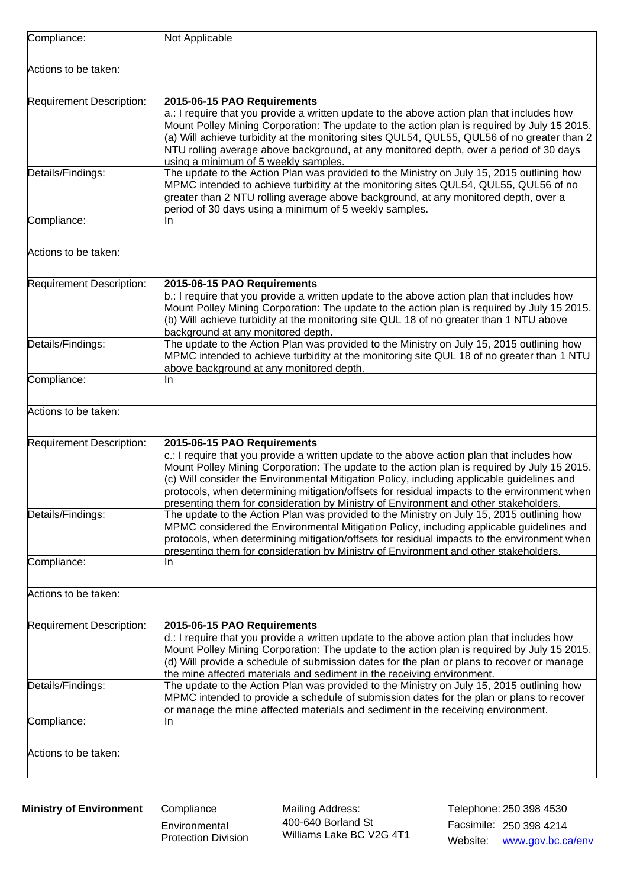| | |
|---|---|
| Compliance: | Not Applicable |
| Actions to be taken: | |
| Requirement Description: | **2015-06-15 PAO Requirements**<br>a.: I require that you provide a written update to the above action plan that includes how Mount Polley Mining Corporation: The update to the action plan is required by July 15 2015. (a) Will achieve turbidity at the monitoring sites QUL54, QUL55, QUL56 of no greater than 2 NTU rolling average above background, at any monitored depth, over a period of 30 days using a minimum of 5 weekly samples. |
| Details/Findings: | The update to the Action Plan was provided to the Ministry on July 15, 2015 outlining how MPMC intended to achieve turbidity at the monitoring sites QUL54, QUL55, QUL56 of no greater than 2 NTU rolling average above background, at any monitored depth, over a period of 30 days using a minimum of 5 weekly samples. |
| Compliance: | In |
| Actions to be taken: | |
| Requirement Description: | **2015-06-15 PAO Requirements**<br>b.: I require that you provide a written update to the above action plan that includes how Mount Polley Mining Corporation: The update to the action plan is required by July 15 2015. (b) Will achieve turbidity at the monitoring site QUL 18 of no greater than 1 NTU above background at any monitored depth. |
| Details/Findings: | The update to the Action Plan was provided to the Ministry on July 15, 2015 outlining how MPMC intended to achieve turbidity at the monitoring site QUL 18 of no greater than 1 NTU above background at any monitored depth. |
| Compliance: | In |
| Actions to be taken: | |
| Requirement Description: | **2015-06-15 PAO Requirements**<br>c.: I require that you provide a written update to the above action plan that includes how Mount Polley Mining Corporation: The update to the action plan is required by July 15 2015. (c) Will consider the Environmental Mitigation Policy, including applicable guidelines and protocols, when determining mitigation/offsets for residual impacts to the environment when presenting them for consideration by Ministry of Environment and other stakeholders. |
| Details/Findings: | The update to the Action Plan was provided to the Ministry on July 15, 2015 outlining how MPMC considered the Environmental Mitigation Policy, including applicable guidelines and protocols, when determining mitigation/offsets for residual impacts to the environment when presenting them for consideration by Ministry of Environment and other stakeholders. |
| Compliance: | In |
| Actions to be taken: | |
| Requirement Description: | **2015-06-15 PAO Requirements**<br>d.: I require that you provide a written update to the above action plan that includes how Mount Polley Mining Corporation: The update to the action plan is required by July 15 2015. (d) Will provide a schedule of submission dates for the plan or plans to recover or manage the mine affected materials and sediment in the receiving environment. |
| Details/Findings: | The update to the Action Plan was provided to the Ministry on July 15, 2015 outlining how MPMC intended to provide a schedule of submission dates for the plan or plans to recover or manage the mine affected materials and sediment in the receiving environment. |
| Compliance: | In |
| Actions to be taken: | |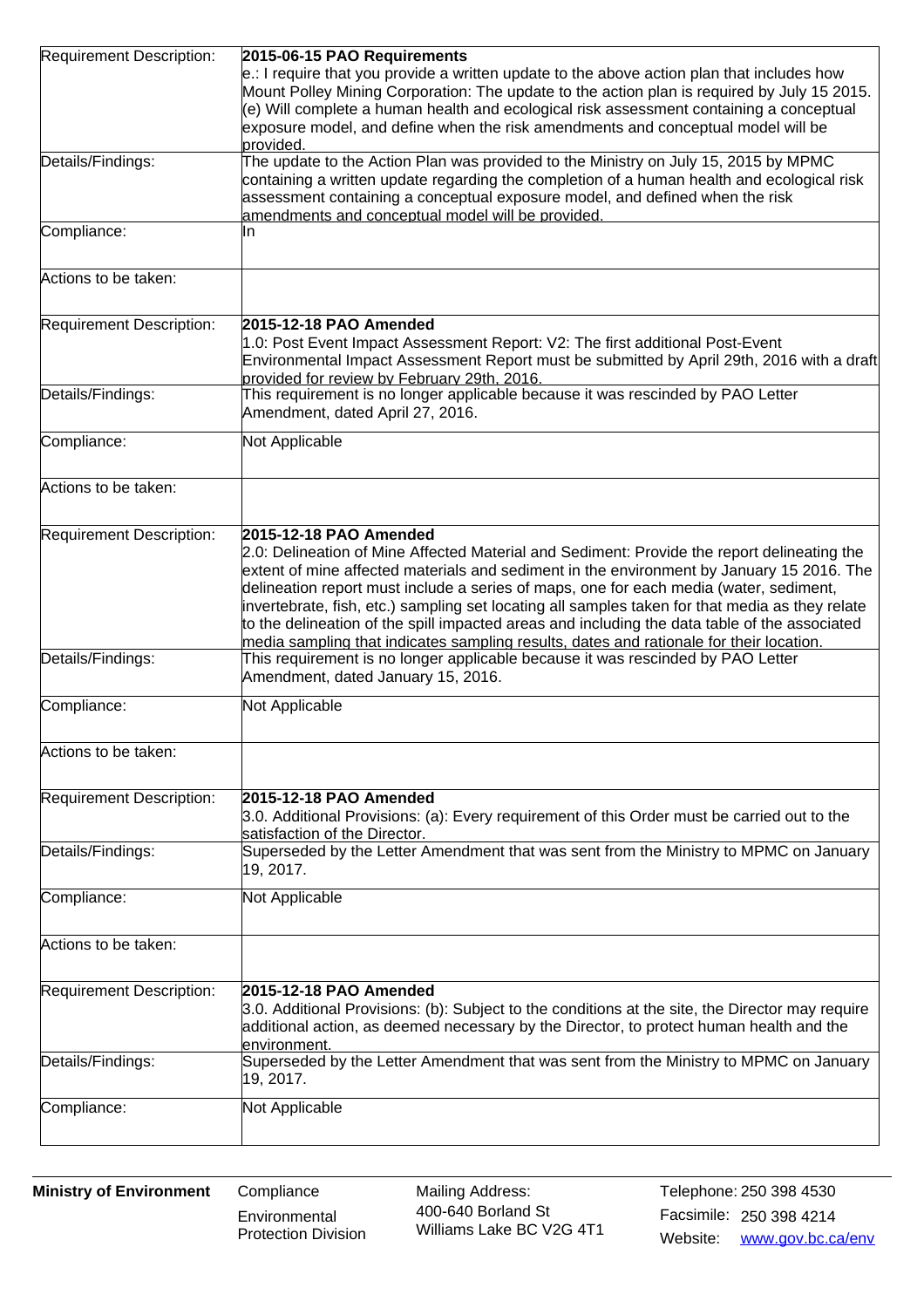| Requirement Description: | **2015-06-15 PAO Requirements**<br>e.: I require that you provide a written update to the above action plan that includes how Mount Polley Mining Corporation: The update to the action plan is required by July 15 2015. (e) Will complete a human health and ecological risk assessment containing a conceptual exposure model, and define when the risk amendments and conceptual model will be provided. |
|---|---|
| Details/Findings: | The update to the Action Plan was provided to the Ministry on July 15, 2015 by MPMC containing a written update regarding the completion of a human health and ecological risk assessment containing a conceptual exposure model, and defined when the risk amendments and conceptual model will be provided. |
| Compliance: | In |
| Actions to be taken: | |
| Requirement Description: | **2015-12-18 PAO Amended**<br>1.0: Post Event Impact Assessment Report: V2: The first additional Post-Event Environmental Impact Assessment Report must be submitted by April 29th, 2016 with a draft provided for review by February 29th, 2016. |
| Details/Findings: | This requirement is no longer applicable because it was rescinded by PAO Letter Amendment, dated April 27, 2016. |
| Compliance: | Not Applicable |
| Actions to be taken: | |
| Requirement Description: | **2015-12-18 PAO Amended**<br>2.0: Delineation of Mine Affected Material and Sediment: Provide the report delineating the extent of mine affected materials and sediment in the environment by January 15 2016. The delineation report must include a series of maps, one for each media (water, sediment, invertebrate, fish, etc.) sampling set locating all samples taken for that media as they relate to the delineation of the spill impacted areas and including the data table of the associated media sampling that indicates sampling results, dates and rationale for their location. |
| Details/Findings: | This requirement is no longer applicable because it was rescinded by PAO Letter Amendment, dated January 15, 2016. |
| Compliance: | Not Applicable |
| Actions to be taken: | |
| Requirement Description: | **2015-12-18 PAO Amended**<br>3.0. Additional Provisions: (a): Every requirement of this Order must be carried out to the satisfaction of the Director. |
| Details/Findings: | Superseded by the Letter Amendment that was sent from the Ministry to MPMC on January 19, 2017. |
| Compliance: | Not Applicable |
| Actions to be taken: | |
| Requirement Description: | **2015-12-18 PAO Amended**<br>3.0. Additional Provisions: (b): Subject to the conditions at the site, the Director may require additional action, as deemed necessary by the Director, to protect human health and the environment. |
| Details/Findings: | Superseded by the Letter Amendment that was sent from the Ministry to MPMC on January 19, 2017. |
| Compliance: | Not Applicable |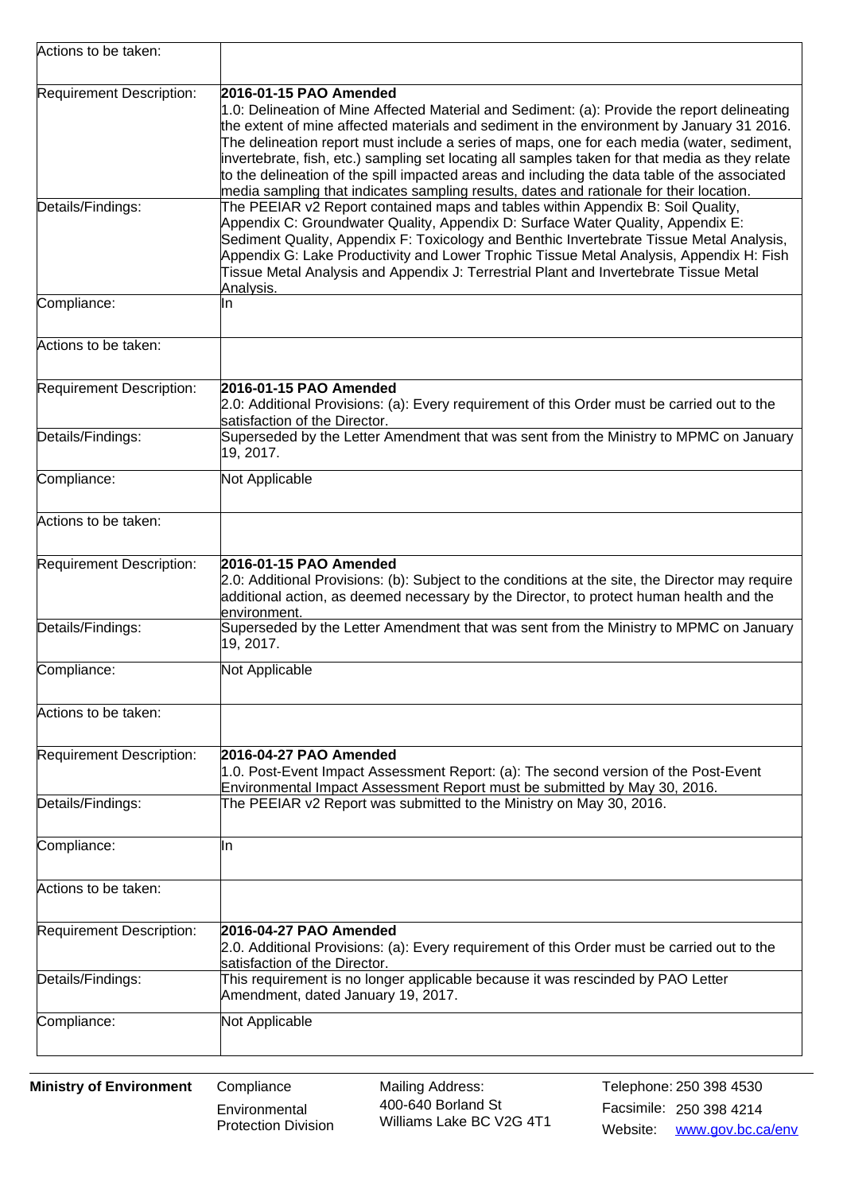| | |
|---|---|
| Actions to be taken: | |
| Requirement Description: | **2016-01-15 PAO Amended**<br>1.0: Delineation of Mine Affected Material and Sediment: (a): Provide the report delineating the extent of mine affected materials and sediment in the environment by January 31 2016. The delineation report must include a series of maps, one for each media (water, sediment, invertebrate, fish, etc.) sampling set locating all samples taken for that media as they relate to the delineation of the spill impacted areas and including the data table of the associated media sampling that indicates sampling results, dates and rationale for their location. |
| Details/Findings: | The PEEIAR v2 Report contained maps and tables within Appendix B: Soil Quality, Appendix C: Groundwater Quality, Appendix D: Surface Water Quality, Appendix E: Sediment Quality, Appendix F: Toxicology and Benthic Invertebrate Tissue Metal Analysis, Appendix G: Lake Productivity and Lower Trophic Tissue Metal Analysis, Appendix H: Fish Tissue Metal Analysis and Appendix J: Terrestrial Plant and Invertebrate Tissue Metal Analysis. |
| Compliance: | In |
| Actions to be taken: | |
| Requirement Description: | **2016-01-15 PAO Amended**<br>2.0: Additional Provisions: (a): Every requirement of this Order must be carried out to the satisfaction of the Director. |
| Details/Findings: | Superseded by the Letter Amendment that was sent from the Ministry to MPMC on January 19, 2017. |
| Compliance: | Not Applicable |
| Actions to be taken: | |
| Requirement Description: | **2016-01-15 PAO Amended**<br>2.0: Additional Provisions: (b): Subject to the conditions at the site, the Director may require additional action, as deemed necessary by the Director, to protect human health and the environment. |
| Details/Findings: | Superseded by the Letter Amendment that was sent from the Ministry to MPMC on January 19, 2017. |
| Compliance: | Not Applicable |
| Actions to be taken: | |
| Requirement Description: | **2016-04-27 PAO Amended**<br>1.0. Post-Event Impact Assessment Report: (a): The second version of the Post-Event Environmental Impact Assessment Report must be submitted by May 30, 2016. |
| Details/Findings: | The PEEIAR v2 Report was submitted to the Ministry on May 30, 2016. |
| Compliance: | In |
| Actions to be taken: | |
| Requirement Description: | **2016-04-27 PAO Amended**<br>2.0. Additional Provisions: (a): Every requirement of this Order must be carried out to the satisfaction of the Director. |
| Details/Findings: | This requirement is no longer applicable because it was rescinded by PAO Letter Amendment, dated January 19, 2017. |
| Compliance: | Not Applicable |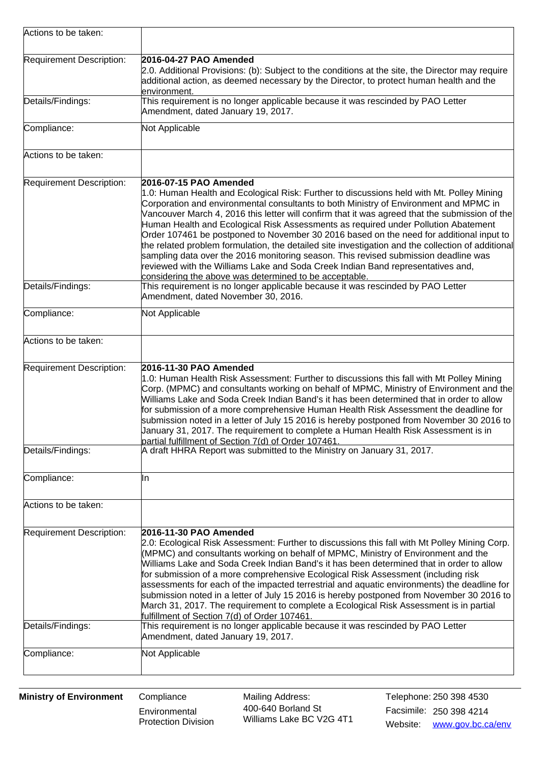| | |
|---|---|
| Actions to be taken: | |
| Requirement Description: | **2016-04-27 PAO Amended**<br>2.0. Additional Provisions: (b): Subject to the conditions at the site, the Director may require additional action, as deemed necessary by the Director, to protect human health and the environment. |
| Details/Findings: | This requirement is no longer applicable because it was rescinded by PAO Letter Amendment, dated January 19, 2017. |
| Compliance: | Not Applicable |
| Actions to be taken: | |
| Requirement Description: | **2016-07-15 PAO Amended**<br>1.0: Human Health and Ecological Risk: Further to discussions held with Mt. Polley Mining Corporation and environmental consultants to both Ministry of Environment and MPMC in Vancouver March 4, 2016 this letter will confirm that it was agreed that the submission of the Human Health and Ecological Risk Assessments as required under Pollution Abatement Order 107461 be postponed to November 30 2016 based on the need for additional input to the related problem formulation, the detailed site investigation and the collection of additional sampling data over the 2016 monitoring season. This revised submission deadline was reviewed with the Williams Lake and Soda Creek Indian Band representatives and, considering the above was determined to be acceptable. |
| Details/Findings: | This requirement is no longer applicable because it was rescinded by PAO Letter Amendment, dated November 30, 2016. |
| Compliance: | Not Applicable |
| Actions to be taken: | |
| Requirement Description: | **2016-11-30 PAO Amended**<br>1.0: Human Health Risk Assessment: Further to discussions this fall with Mt Polley Mining Corp. (MPMC) and consultants working on behalf of MPMC, Ministry of Environment and the Williams Lake and Soda Creek Indian Band's it has been determined that in order to allow for submission of a more comprehensive Human Health Risk Assessment the deadline for submission noted in a letter of July 15 2016 is hereby postponed from November 30 2016 to January 31, 2017. The requirement to complete a Human Health Risk Assessment is in partial fulfillment of Section 7(d) of Order 107461. |
| Details/Findings: | A draft HHRA Report was submitted to the Ministry on January 31, 2017. |
| Compliance: | In |
| Actions to be taken: | |
| Requirement Description: | **2016-11-30 PAO Amended**<br>2.0: Ecological Risk Assessment: Further to discussions this fall with Mt Polley Mining Corp. (MPMC) and consultants working on behalf of MPMC, Ministry of Environment and the Williams Lake and Soda Creek Indian Band's it has been determined that in order to allow for submission of a more comprehensive Ecological Risk Assessment (including risk assessments for each of the impacted terrestrial and aquatic environments) the deadline for submission noted in a letter of July 15 2016 is hereby postponed from November 30 2016 to March 31, 2017. The requirement to complete a Ecological Risk Assessment is in partial fulfillment of Section 7(d) of Order 107461. |
| Details/Findings: | This requirement is no longer applicable because it was rescinded by PAO Letter Amendment, dated January 19, 2017. |
| Compliance: | Not Applicable |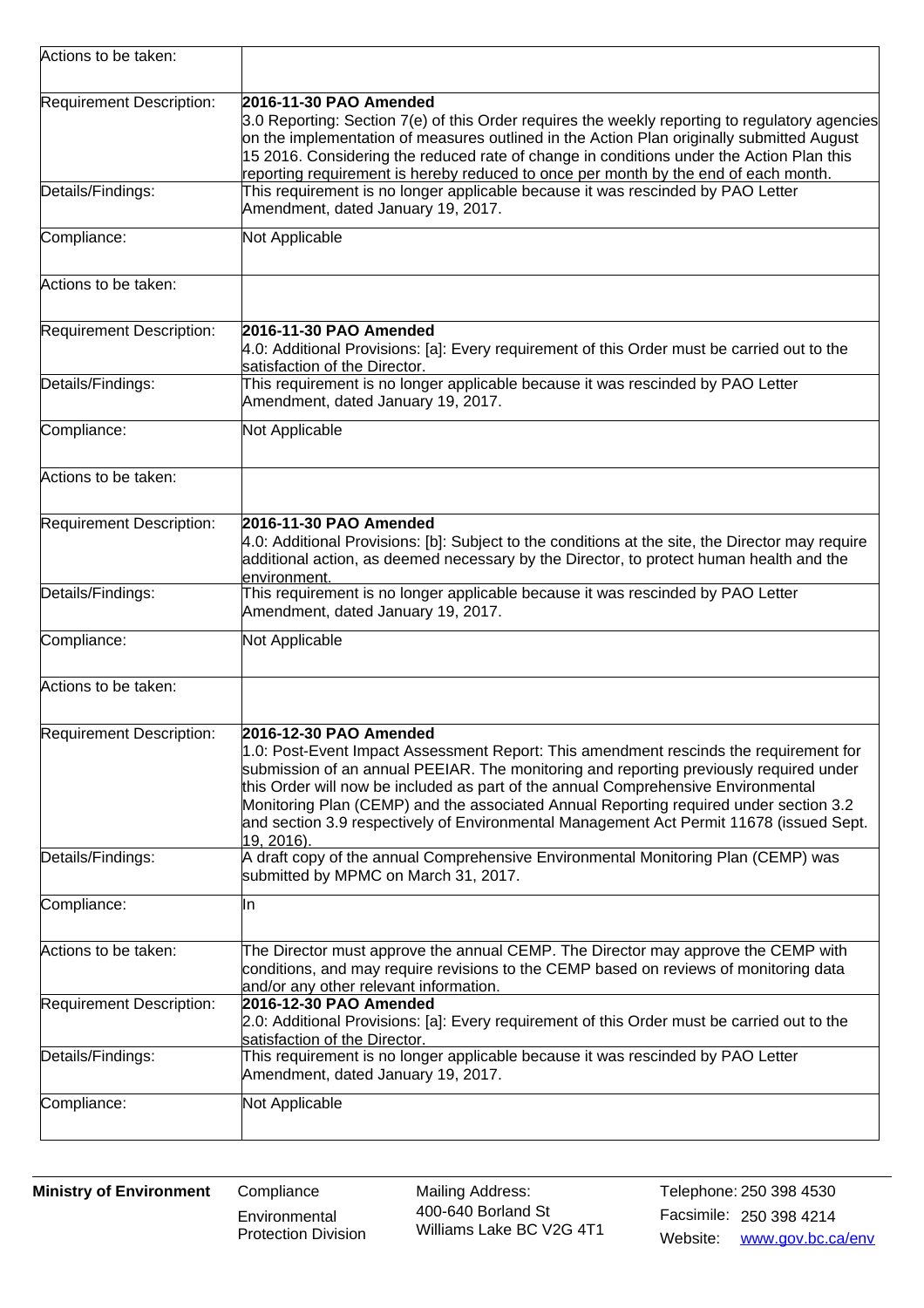| | |
|---|---|
| Actions to be taken: | |
| Requirement Description: | **2016-11-30 PAO Amended**<br>3.0 Reporting: Section 7(e) of this Order requires the weekly reporting to regulatory agencies on the implementation of measures outlined in the Action Plan originally submitted August 15 2016. Considering the reduced rate of change in conditions under the Action Plan this reporting requirement is hereby reduced to once per month by the end of each month. |
| Details/Findings: | This requirement is no longer applicable because it was rescinded by PAO Letter Amendment, dated January 19, 2017. |
| Compliance: | Not Applicable |
| Actions to be taken: | |
| Requirement Description: | **2016-11-30 PAO Amended**<br>4.0: Additional Provisions: [a]: Every requirement of this Order must be carried out to the satisfaction of the Director. |
| Details/Findings: | This requirement is no longer applicable because it was rescinded by PAO Letter Amendment, dated January 19, 2017. |
| Compliance: | Not Applicable |
| Actions to be taken: | |
| Requirement Description: | **2016-11-30 PAO Amended**<br>4.0: Additional Provisions: [b]: Subject to the conditions at the site, the Director may require additional action, as deemed necessary by the Director, to protect human health and the environment. |
| Details/Findings: | This requirement is no longer applicable because it was rescinded by PAO Letter Amendment, dated January 19, 2017. |
| Compliance: | Not Applicable |
| Actions to be taken: | |
| Requirement Description: | **2016-12-30 PAO Amended**<br>1.0: Post-Event Impact Assessment Report: This amendment rescinds the requirement for submission of an annual PEEIAR. The monitoring and reporting previously required under this Order will now be included as part of the annual Comprehensive Environmental Monitoring Plan (CEMP) and the associated Annual Reporting required under section 3.2 and section 3.9 respectively of Environmental Management Act Permit 11678 (issued Sept. 19, 2016). |
| Details/Findings: | A draft copy of the annual Comprehensive Environmental Monitoring Plan (CEMP) was submitted by MPMC on March 31, 2017. |
| Compliance: | In |
| Actions to be taken: | The Director must approve the annual CEMP. The Director may approve the CEMP with conditions, and may require revisions to the CEMP based on reviews of monitoring data and/or any other relevant information. |
| Requirement Description: | **2016-12-30 PAO Amended**<br>2.0: Additional Provisions: [a]: Every requirement of this Order must be carried out to the satisfaction of the Director. |
| Details/Findings: | This requirement is no longer applicable because it was rescinded by PAO Letter Amendment, dated January 19, 2017. |
| Compliance: | Not Applicable |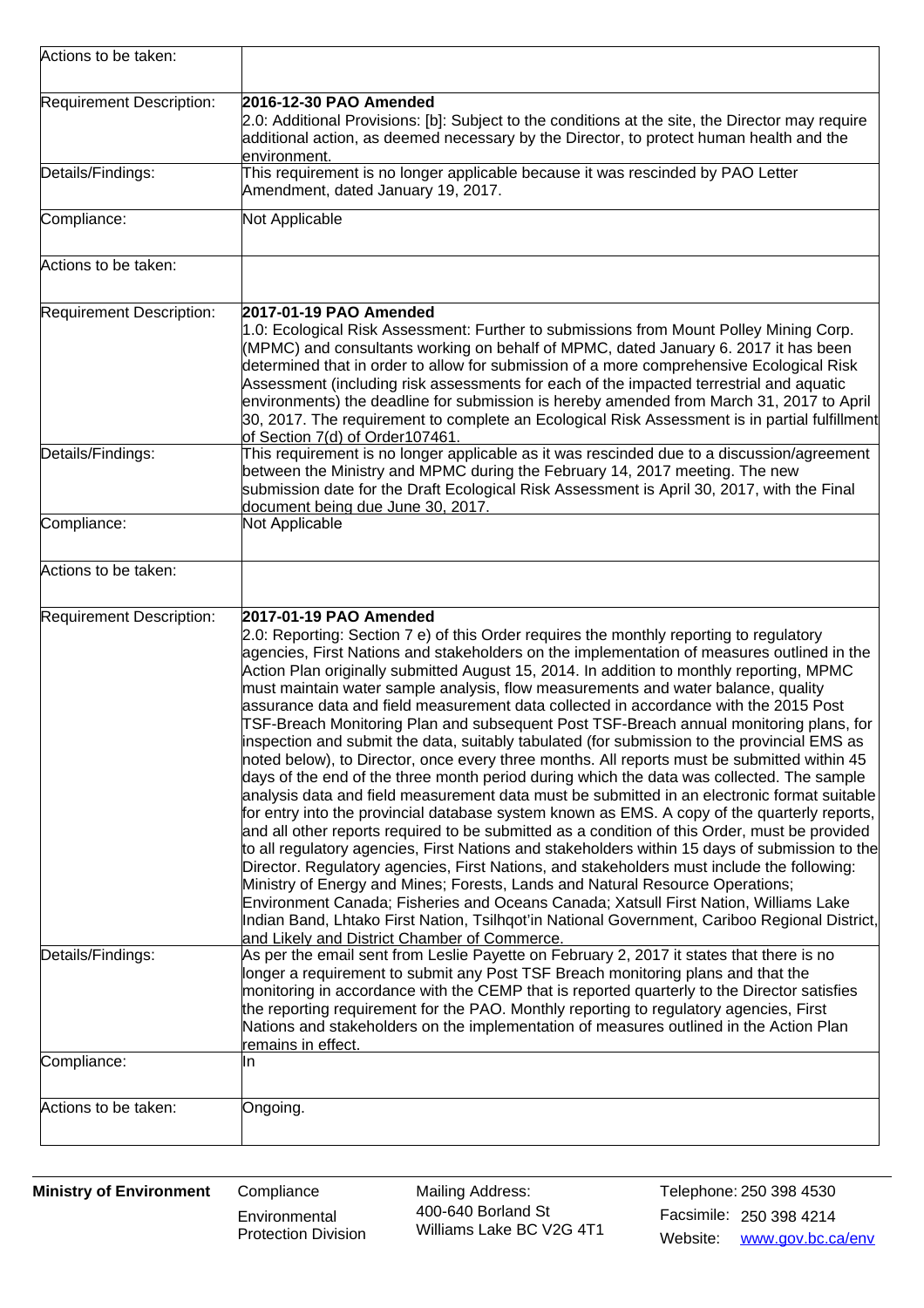| | |
|---|---|
| Actions to be taken: | |
| Requirement Description: | **2016-12-30 PAO Amended**<br>2.0: Additional Provisions: [b]: Subject to the conditions at the site, the Director may require additional action, as deemed necessary by the Director, to protect human health and the environment. |
| Details/Findings: | This requirement is no longer applicable because it was rescinded by PAO Letter Amendment, dated January 19, 2017. |
| Compliance: | Not Applicable |
| Actions to be taken: | |
| Requirement Description: | **2017-01-19 PAO Amended**<br>1.0: Ecological Risk Assessment: Further to submissions from Mount Polley Mining Corp. (MPMC) and consultants working on behalf of MPMC, dated January 6. 2017 it has been determined that in order to allow for submission of a more comprehensive Ecological Risk Assessment (including risk assessments for each of the impacted terrestrial and aquatic environments) the deadline for submission is hereby amended from March 31, 2017 to April 30, 2017. The requirement to complete an Ecological Risk Assessment is in partial fulfillment of Section 7(d) of Order107461. |
| Details/Findings: | This requirement is no longer applicable as it was rescinded due to a discussion/agreement between the Ministry and MPMC during the February 14, 2017 meeting. The new submission date for the Draft Ecological Risk Assessment is April 30, 2017, with the Final document being due June 30, 2017. |
| Compliance: | Not Applicable |
| Actions to be taken: | |
| Requirement Description: | **2017-01-19 PAO Amended**<br>2.0: Reporting: Section 7 e) of this Order requires the monthly reporting to regulatory agencies, First Nations and stakeholders on the implementation of measures outlined in the Action Plan originally submitted August 15, 2014. In addition to monthly reporting, MPMC must maintain water sample analysis, flow measurements and water balance, quality assurance data and field measurement data collected in accordance with the 2015 Post TSF-Breach Monitoring Plan and subsequent Post TSF-Breach annual monitoring plans, for inspection and submit the data, suitably tabulated (for submission to the provincial EMS as noted below), to Director, once every three months. All reports must be submitted within 45 days of the end of the three month period during which the data was collected. The sample analysis data and field measurement data must be submitted in an electronic format suitable for entry into the provincial database system known as EMS. A copy of the quarterly reports, and all other reports required to be submitted as a condition of this Order, must be provided to all regulatory agencies, First Nations and stakeholders within 15 days of submission to the Director. Regulatory agencies, First Nations, and stakeholders must include the following: Ministry of Energy and Mines; Forests, Lands and Natural Resource Operations; Environment Canada; Fisheries and Oceans Canada; Xatsull First Nation, Williams Lake Indian Band, Lhtako First Nation, Tsilhqot'in National Government, Cariboo Regional District, and Likely and District Chamber of Commerce. |
| Details/Findings: | As per the email sent from Leslie Payette on February 2, 2017 it states that there is no longer a requirement to submit any Post TSF Breach monitoring plans and that the monitoring in accordance with the CEMP that is reported quarterly to the Director satisfies the reporting requirement for the PAO. Monthly reporting to regulatory agencies, First Nations and stakeholders on the implementation of measures outlined in the Action Plan remains in effect. |
| Compliance: | In |
| Actions to be taken: | Ongoing. |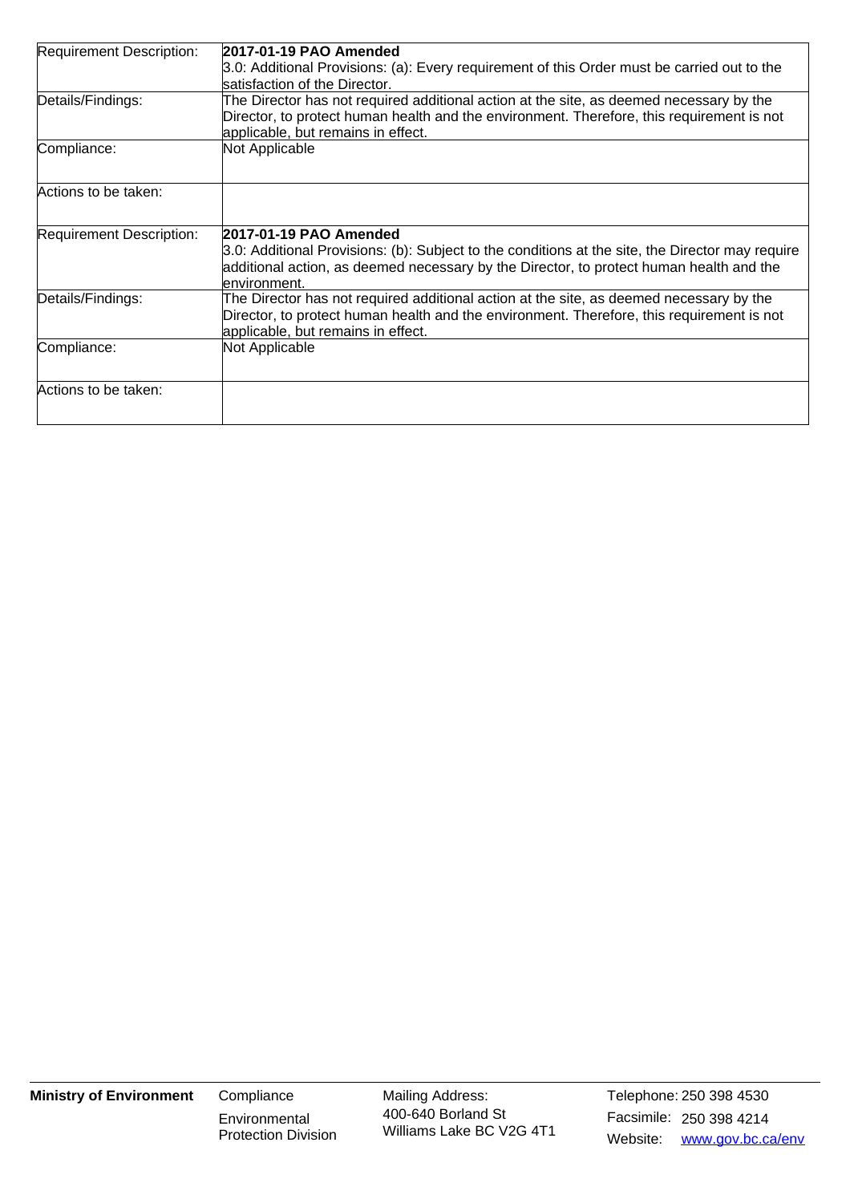| | |
|---|---|
| Requirement Description: | **2017-01-19 PAO Amended**<br>3.0: Additional Provisions: (a): Every requirement of this Order must be carried out to the satisfaction of the Director. |
| Details/Findings: | The Director has not required additional action at the site, as deemed necessary by the Director, to protect human health and the environment. Therefore, this requirement is not applicable, but remains in effect. |
| Compliance: | Not Applicable |
| Actions to be taken: | |
| Requirement Description: | **2017-01-19 PAO Amended**<br>3.0: Additional Provisions: (b): Subject to the conditions at the site, the Director may require additional action, as deemed necessary by the Director, to protect human health and the environment. |
| Details/Findings: | The Director has not required additional action at the site, as deemed necessary by the Director, to protect human health and the environment. Therefore, this requirement is not applicable, but remains in effect. |
| Compliance: | Not Applicable |
| Actions to be taken: | |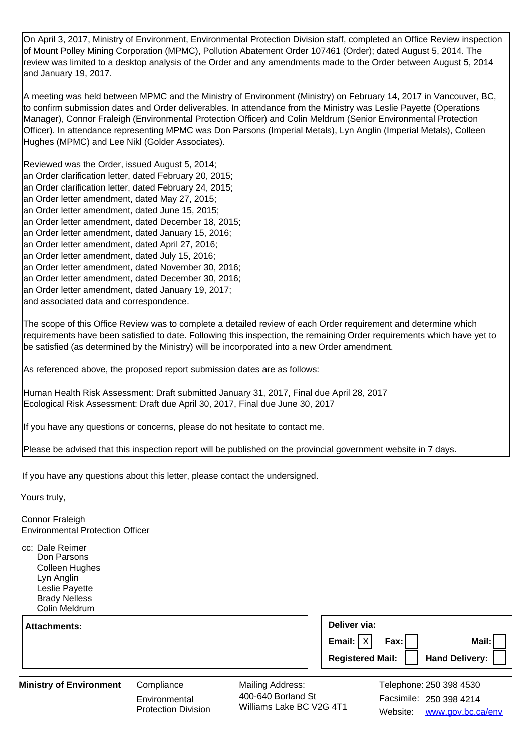On April 3, 2017, Ministry of Environment, Environmental Protection Division staff, completed an Office Review inspection of Mount Polley Mining Corporation (MPMC), Pollution Abatement Order 107461 (Order); dated August 5, 2014. The review was limited to a desktop analysis of the Order and any amendments made to the Order between August 5, 2014 and January 19, 2017.

A meeting was held between MPMC and the Ministry of Environment (Ministry) on February 14, 2017 in Vancouver, BC, to confirm submission dates and Order deliverables. In attendance from the Ministry was Leslie Payette (Operations Manager), Connor Fraleigh (Environmental Protection Officer) and Colin Meldrum (Senior Environmental Protection Officer). In attendance representing MPMC was Don Parsons (Imperial Metals), Lyn Anglin (Imperial Metals), Colleen Hughes (MPMC) and Lee Nikl (Golder Associates).

Reviewed was the Order, issued August 5, 2014;
an Order clarification letter, dated February 20, 2015;
an Order clarification letter, dated February 24, 2015;
an Order letter amendment, dated May 27, 2015;
an Order letter amendment, dated June 15, 2015;
an Order letter amendment, dated December 18, 2015;
an Order letter amendment, dated January 15, 2016;
an Order letter amendment, dated April 27, 2016;
an Order letter amendment, dated July 15, 2016;
an Order letter amendment, dated November 30, 2016;
an Order letter amendment, dated December 30, 2016;
an Order letter amendment, dated January 19, 2017;
and associated data and correspondence.

The scope of this Office Review was to complete a detailed review of each Order requirement and determine which requirements have been satisfied to date. Following this inspection, the remaining Order requirements which have yet to be satisfied (as determined by the Ministry) will be incorporated into a new Order amendment.

As referenced above, the proposed report submission dates are as follows:

Human Health Risk Assessment: Draft submitted January 31, 2017, Final due April 28, 2017
Ecological Risk Assessment: Draft due April 30, 2017, Final due June 30, 2017

If you have any questions or concerns, please do not hesitate to contact me.

Please be advised that this inspection report will be published on the provincial government website in 7 days.

If you have any questions about this letter, please contact the undersigned.

Yours truly,

Connor Fraleigh
Environmental Protection Officer

cc: Dale Reimer
Don Parsons
Colleen Hughes
Lyn Anglin
Leslie Payette
Brady Nelless
Colin Meldrum

**Attachments:**

**Deliver via:**
**Email:** [X] **Fax:** [ ] **Mail:** [ ]
**Registered Mail:** [ ] **Hand Delivery:** [ ]

**Ministry of Environment** — Compliance, Environmental Protection Division
Mailing Address: 400-640 Borland St, Williams Lake BC V2G 4T1
Telephone: 250 398 4530
Facsimile: 250 398 4214
Website: www.gov.bc.ca/env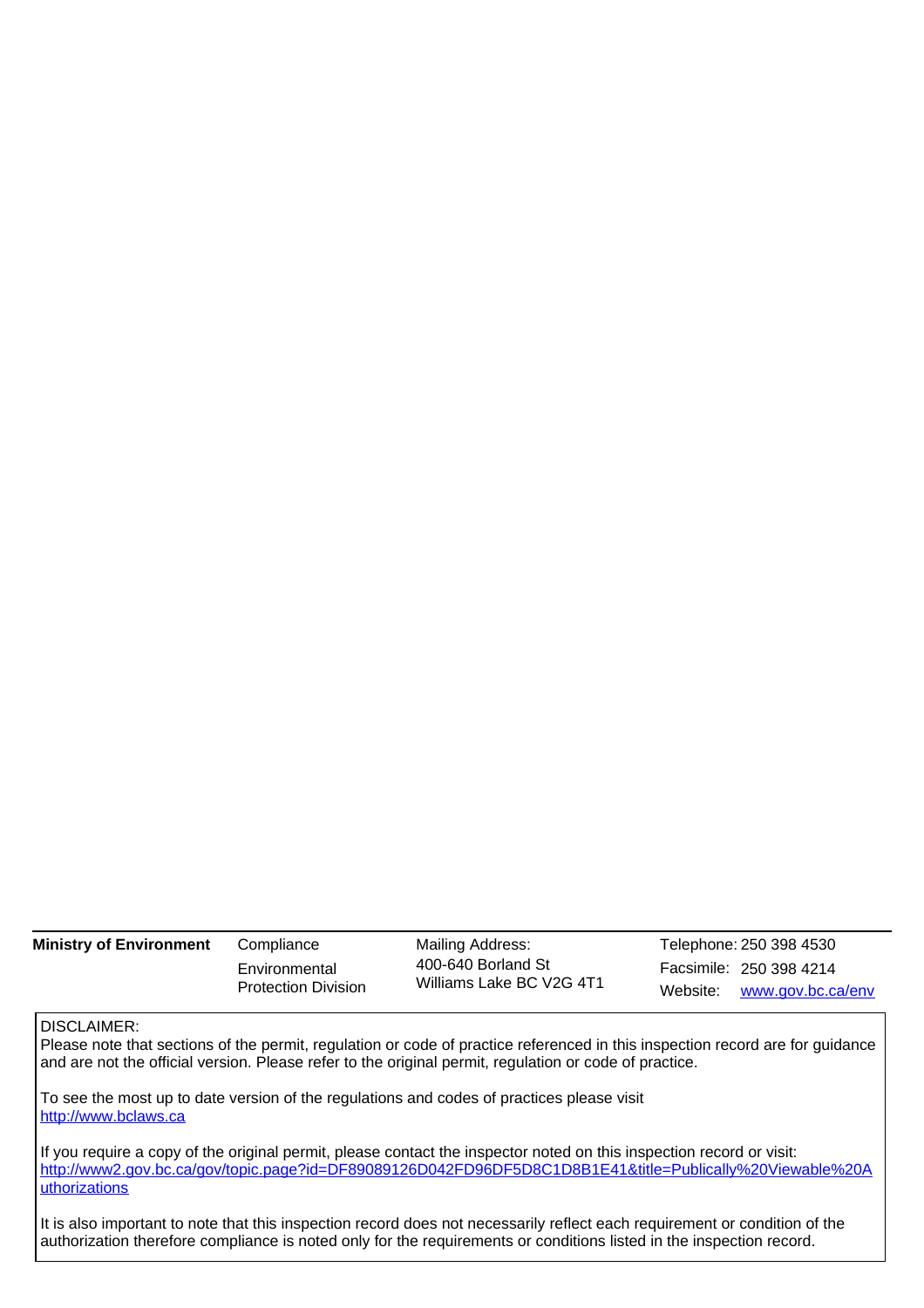| | | | |
|---|---|---|---|
| **Ministry of Environment** | Compliance<br>Environmental Protection Division | Mailing Address:<br>400-640 Borland St<br>Williams Lake BC V2G 4T1 | Telephone: 250 398 4530<br>Facsimile: 250 398 4214<br>Website: www.gov.bc.ca/env |

DISCLAIMER:
Please note that sections of the permit, regulation or code of practice referenced in this inspection record are for guidance and are not the official version. Please refer to the original permit, regulation or code of practice.

To see the most up to date version of the regulations and codes of practices please visit
http://www.bclaws.ca

If you require a copy of the original permit, please contact the inspector noted on this inspection record or visit:
http://www2.gov.bc.ca/gov/topic.page?id=DF89089126D042FD96DF5D8C1D8B1E41&title=Publically%20Viewable%20Authorizations

It is also important to note that this inspection record does not necessarily reflect each requirement or condition of the authorization therefore compliance is noted only for the requirements or conditions listed in the inspection record.